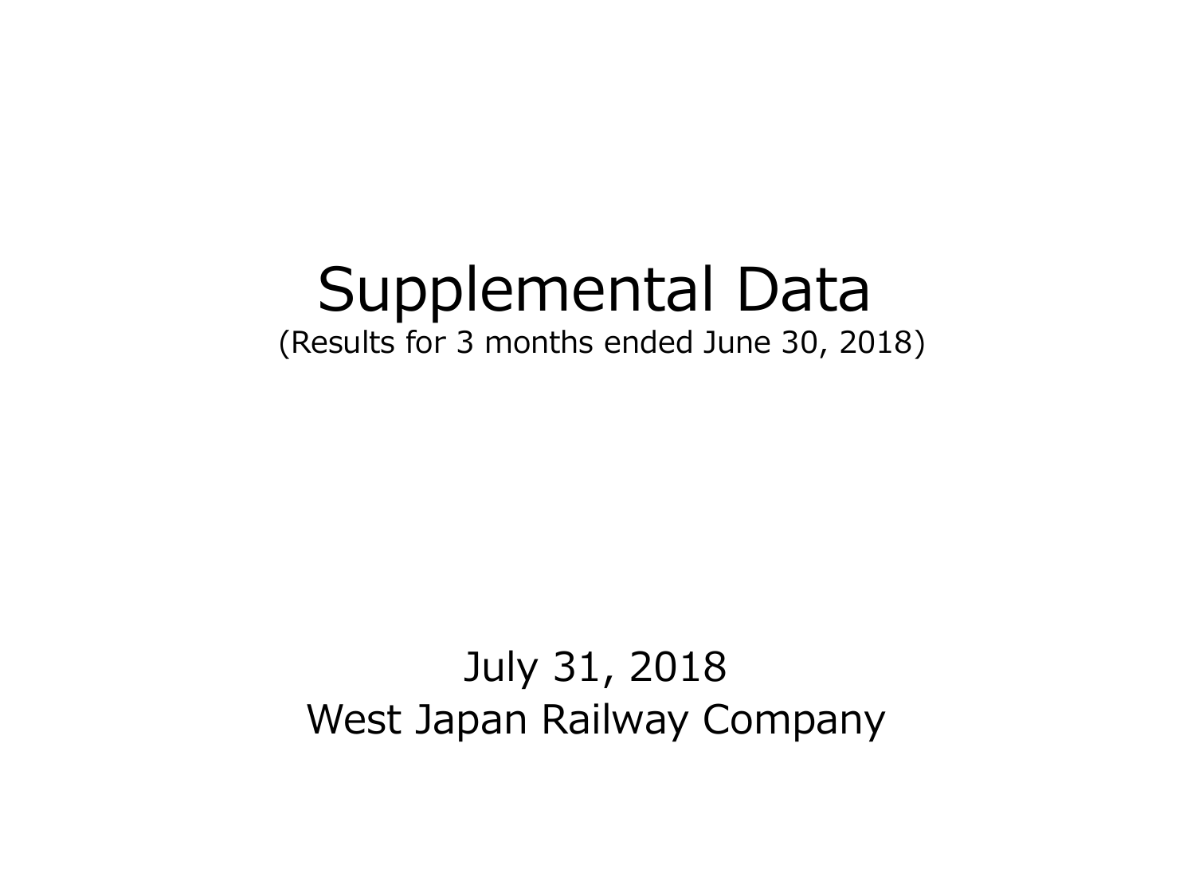# Supplemental Data

(Results for 3 months ended June 30, 2018)

July 31, 2018

West Japan Railway Company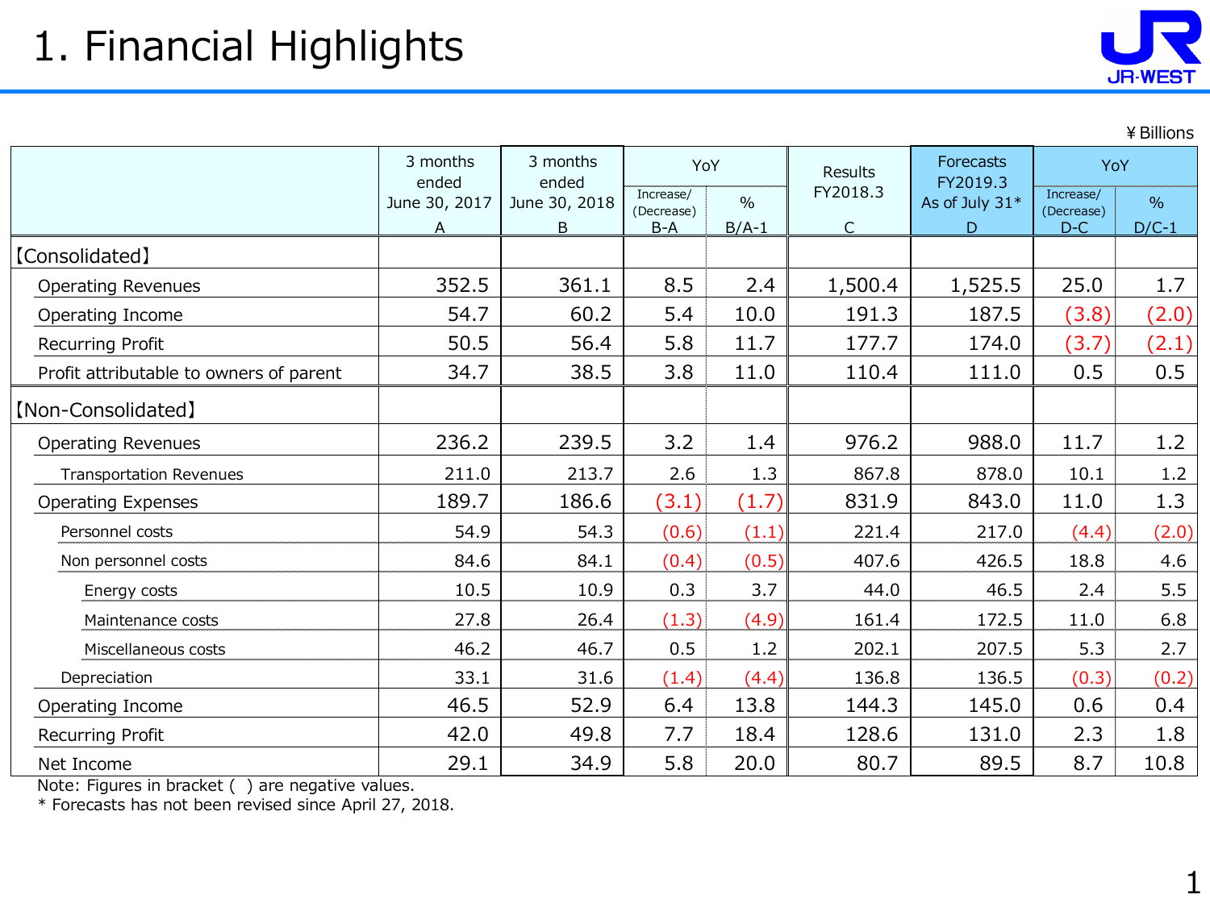# 1. Financial Highlights

¥Billions

| | 3 months ended June 30, 2017 A | 3 months ended June 30, 2018 B | YoY | | Results FY2018.3 C | Forecasts FY2019.3 As of July 31* D | YoY | |
|---|---|---|---|---|---|---|---|---|
| | | | Increase/ (Decrease) B-A | % B/A-1 | | | Increase/ (Decrease) D-C | % D/C-1 |
| 【Consolidated】 | | | | | | | | |
| Operating Revenues | 352.5 | 361.1 | 8.5 | 2.4 | 1,500.4 | 1,525.5 | 25.0 | 1.7 |
| Operating Income | 54.7 | 60.2 | 5.4 | 10.0 | 191.3 | 187.5 | (3.8) | (2.0) |
| Recurring Profit | 50.5 | 56.4 | 5.8 | 11.7 | 177.7 | 174.0 | (3.7) | (2.1) |
| Profit attributable to owners of parent | 34.7 | 38.5 | 3.8 | 11.0 | 110.4 | 111.0 | 0.5 | 0.5 |
| 【Non-Consolidated】 | | | | | | | | |
| Operating Revenues | 236.2 | 239.5 | 3.2 | 1.4 | 976.2 | 988.0 | 11.7 | 1.2 |
| Transportation Revenues | 211.0 | 213.7 | 2.6 | 1.3 | 867.8 | 878.0 | 10.1 | 1.2 |
| Operating Expenses | 189.7 | 186.6 | (3.1) | (1.7) | 831.9 | 843.0 | 11.0 | 1.3 |
| Personnel costs | 54.9 | 54.3 | (0.6) | (1.1) | 221.4 | 217.0 | (4.4) | (2.0) |
| Non personnel costs | 84.6 | 84.1 | (0.4) | (0.5) | 407.6 | 426.5 | 18.8 | 4.6 |
| Energy costs | 10.5 | 10.9 | 0.3 | 3.7 | 44.0 | 46.5 | 2.4 | 5.5 |
| Maintenance costs | 27.8 | 26.4 | (1.3) | (4.9) | 161.4 | 172.5 | 11.0 | 6.8 |
| Miscellaneous costs | 46.2 | 46.7 | 0.5 | 1.2 | 202.1 | 207.5 | 5.3 | 2.7 |
| Depreciation | 33.1 | 31.6 | (1.4) | (4.4) | 136.8 | 136.5 | (0.3) | (0.2) |
| Operating Income | 46.5 | 52.9 | 6.4 | 13.8 | 144.3 | 145.0 | 0.6 | 0.4 |
| Recurring Profit | 42.0 | 49.8 | 7.7 | 18.4 | 128.6 | 131.0 | 2.3 | 1.8 |
| Net Income | 29.1 | 34.9 | 5.8 | 20.0 | 80.7 | 89.5 | 8.7 | 10.8 |

Note: Figures in bracket ( ) are negative values.
* Forecasts has not been revised since April 27, 2018.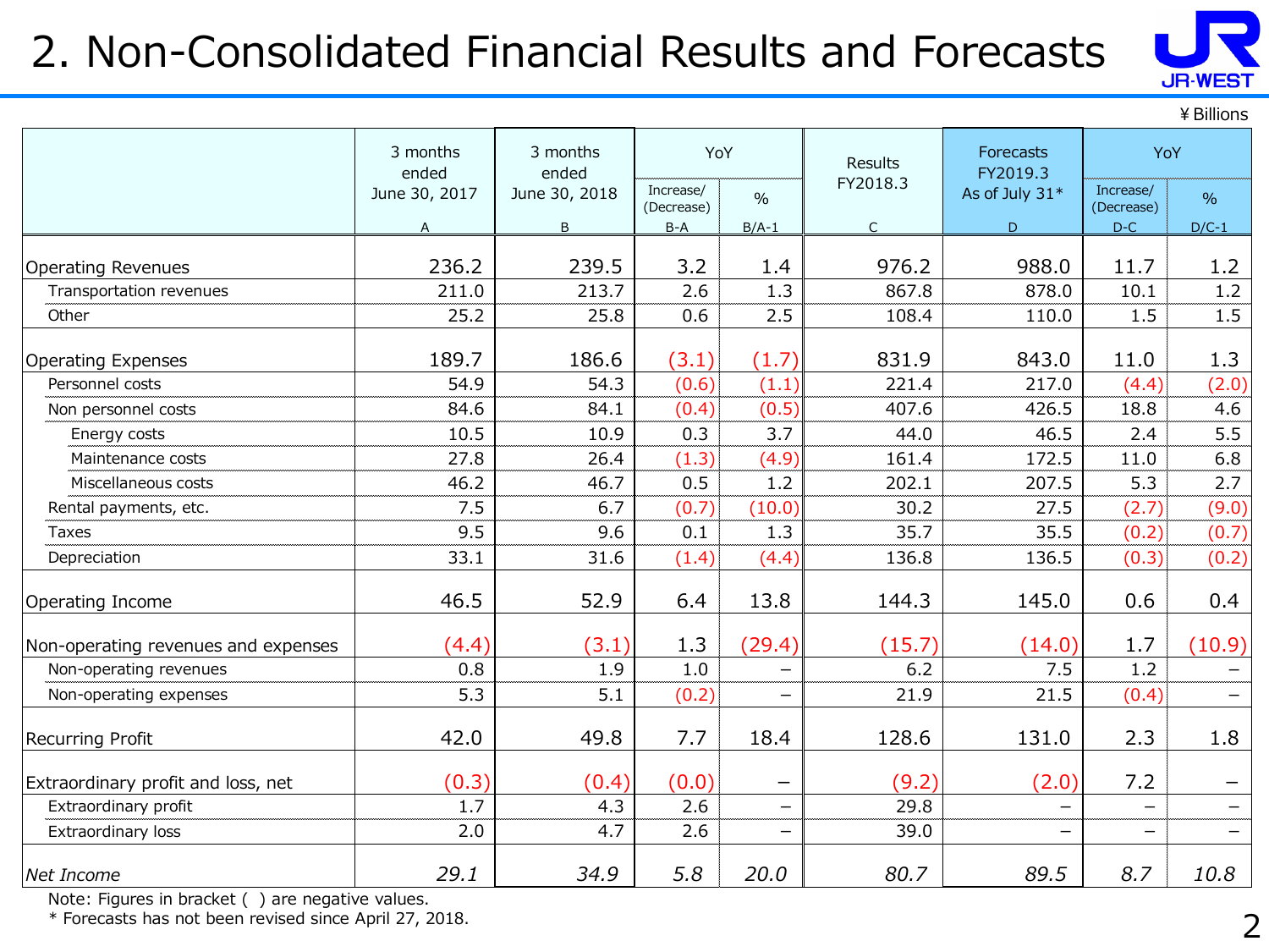# 2. Non-Consolidated Financial Results and Forecasts

¥Billions

| | 3 months ended June 30, 2017 | 3 months ended June 30, 2018 | YoY | | Results FY2018.3 | Forecasts FY2019.3 As of July 31* | YoY | |
|---|---|---|---|---|---|---|---|---|
| | | | Increase/ (Decrease) | % | | | Increase/ (Decrease) | % |
| | A | B | B-A | B/A-1 | C | D | D-C | D/C-1 |
| Operating Revenues | 236.2 | 239.5 | 3.2 | 1.4 | 976.2 | 988.0 | 11.7 | 1.2 |
| Transportation revenues | 211.0 | 213.7 | 2.6 | 1.3 | 867.8 | 878.0 | 10.1 | 1.2 |
| Other | 25.2 | 25.8 | 0.6 | 2.5 | 108.4 | 110.0 | 1.5 | 1.5 |
| Operating Expenses | 189.7 | 186.6 | (3.1) | (1.7) | 831.9 | 843.0 | 11.0 | 1.3 |
| Personnel costs | 54.9 | 54.3 | (0.6) | (1.1) | 221.4 | 217.0 | (4.4) | (2.0) |
| Non personnel costs | 84.6 | 84.1 | (0.4) | (0.5) | 407.6 | 426.5 | 18.8 | 4.6 |
| Energy costs | 10.5 | 10.9 | 0.3 | 3.7 | 44.0 | 46.5 | 2.4 | 5.5 |
| Maintenance costs | 27.8 | 26.4 | (1.3) | (4.9) | 161.4 | 172.5 | 11.0 | 6.8 |
| Miscellaneous costs | 46.2 | 46.7 | 0.5 | 1.2 | 202.1 | 207.5 | 5.3 | 2.7 |
| Rental payments, etc. | 7.5 | 6.7 | (0.7) | (10.0) | 30.2 | 27.5 | (2.7) | (9.0) |
| Taxes | 9.5 | 9.6 | 0.1 | 1.3 | 35.7 | 35.5 | (0.2) | (0.7) |
| Depreciation | 33.1 | 31.6 | (1.4) | (4.4) | 136.8 | 136.5 | (0.3) | (0.2) |
| Operating Income | 46.5 | 52.9 | 6.4 | 13.8 | 144.3 | 145.0 | 0.6 | 0.4 |
| Non-operating revenues and expenses | (4.4) | (3.1) | 1.3 | (29.4) | (15.7) | (14.0) | 1.7 | (10.9) |
| Non-operating revenues | 0.8 | 1.9 | 1.0 | – | 6.2 | 7.5 | 1.2 | – |
| Non-operating expenses | 5.3 | 5.1 | (0.2) | – | 21.9 | 21.5 | (0.4) | – |
| Recurring Profit | 42.0 | 49.8 | 7.7 | 18.4 | 128.6 | 131.0 | 2.3 | 1.8 |
| Extraordinary profit and loss, net | (0.3) | (0.4) | (0.0) | – | (9.2) | (2.0) | 7.2 | – |
| Extraordinary profit | 1.7 | 4.3 | 2.6 | – | 29.8 | – | – | – |
| Extraordinary loss | 2.0 | 4.7 | 2.6 | – | 39.0 | – | – | – |
| *Net Income* | *29.1* | *34.9* | *5.8* | *20.0* | *80.7* | *89.5* | *8.7* | *10.8* |

Note: Figures in bracket ( ) are negative values.

* Forecasts has not been revised since April 27, 2018.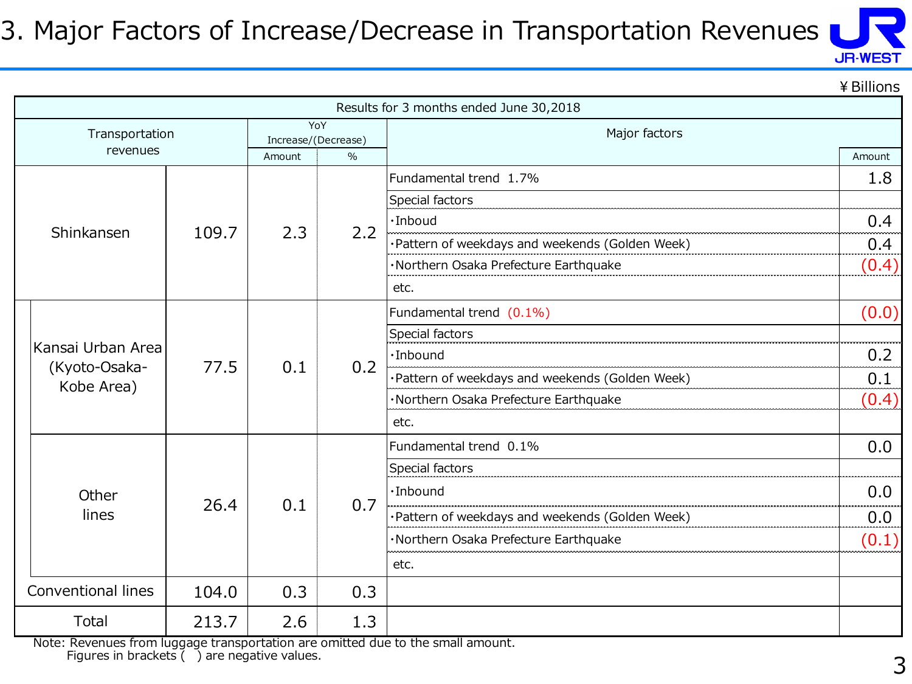# 3. Major Factors of Increase/Decrease in Transportation Revenues

¥Billions

| Results for 3 months ended June 30,2018 | | | | | |
|---|---|---|---|---|---|
| Transportation revenues | | YoY Increase/(Decrease) | | Major factors | |
| | | Amount | % | | Amount |
| Shinkansen | 109.7 | 2.3 | 2.2 | Fundamental trend 1.7% | 1.8 |
| | | | | Special factors | |
| | | | | ・Inboud | 0.4 |
| | | | | ・Pattern of weekdays and weekends (Golden Week) | 0.4 |
| | | | | ・Northern Osaka Prefecture Earthquake | (0.4) |
| | | | | etc. | |
| Kansai Urban Area (Kyoto-Osaka-Kobe Area) | 77.5 | 0.1 | 0.2 | Fundamental trend (0.1%) | (0.0) |
| | | | | Special factors | |
| | | | | ・Inbound | 0.2 |
| | | | | ・Pattern of weekdays and weekends (Golden Week) | 0.1 |
| | | | | ・Northern Osaka Prefecture Earthquake | (0.4) |
| | | | | etc. | |
| Other lines | 26.4 | 0.1 | 0.7 | Fundamental trend 0.1% | 0.0 |
| | | | | Special factors | |
| | | | | ・Inboud | 0.0 |
| | | | | ・Pattern of weekdays and weekends (Golden Week) | 0.0 |
| | | | | ・Northern Osaka Prefecture Earthquake | (0.1) |
| | | | | etc. | |
| Conventional lines | 104.0 | 0.3 | 0.3 | | |
| Total | 213.7 | 2.6 | 1.3 | | |

Note: Revenues from luggage transportation are omitted due to the small amount.
Figures in brackets ( ) are negative values.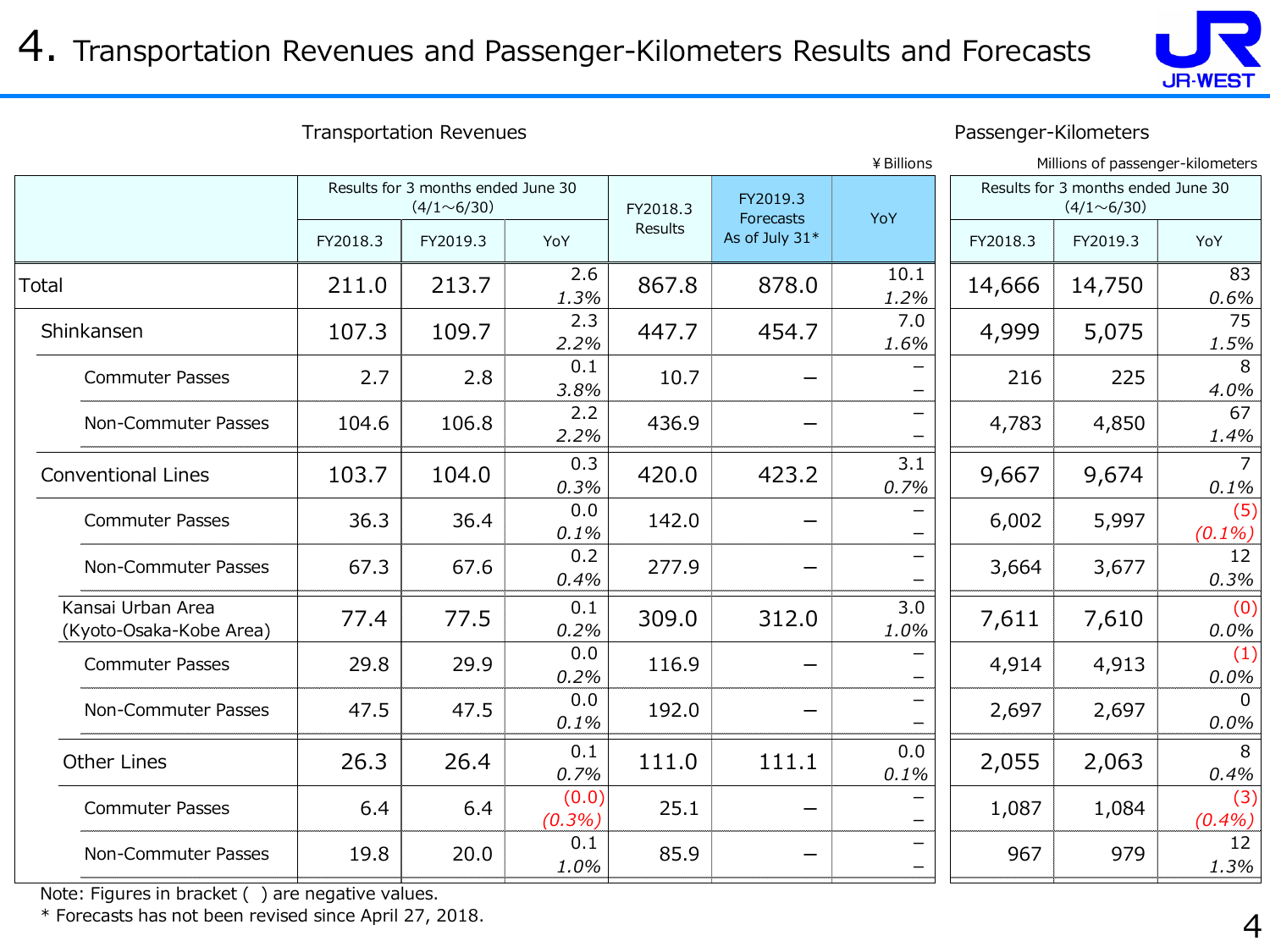# 4. Transportation Revenues and Passenger-Kilometers Results and Forecasts

Transportation Revenues (¥Billions) / Passenger-Kilometers (Millions of passenger-kilometers)

| | Transportation Revenues: Results for 3 months ended June 30 (4/1～6/30) | | | | | | Passenger-Kilometers: Results for 3 months ended June 30 (4/1～6/30) | | |
|---|---|---|---|---|---|---|---|---|---|
| | FY2018.3 | FY2019.3 | YoY | FY2018.3 Results | FY2019.3 Forecasts As of July 31* | YoY | FY2018.3 | FY2019.3 | YoY |
| Total | 211.0 | 213.7 | 2.6 / 1.3% | 867.8 | 878.0 | 10.1 / 1.2% | 14,666 | 14,750 | 83 / 0.6% |
| Shinkansen | 107.3 | 109.7 | 2.3 / 2.2% | 447.7 | 454.7 | 7.0 / 1.6% | 4,999 | 5,075 | 75 / 1.5% |
| Commuter Passes | 2.7 | 2.8 | 0.1 / 3.8% | 10.7 | – | – / – | 216 | 225 | 8 / 4.0% |
| Non-Commuter Passes | 104.6 | 106.8 | 2.2 / 2.2% | 436.9 | – | – / – | 4,783 | 4,850 | 67 / 1.4% |
| Conventional Lines | 103.7 | 104.0 | 0.3 / 0.3% | 420.0 | 423.2 | 3.1 / 0.7% | 9,667 | 9,674 | 7 / 0.1% |
| Commuter Passes | 36.3 | 36.4 | 0.0 / 0.1% | 142.0 | – | – / – | 6,002 | 5,997 | (5) / (0.1%) |
| Non-Commuter Passes | 67.3 | 67.6 | 0.2 / 0.4% | 277.9 | – | – / – | 3,664 | 3,677 | 12 / 0.3% |
| Kansai Urban Area (Kyoto-Osaka-Kobe Area) | 77.4 | 77.5 | 0.1 / 0.2% | 309.0 | 312.0 | 3.0 / 1.0% | 7,611 | 7,610 | (0) / 0.0% |
| Commuter Passes | 29.8 | 29.9 | 0.0 / 0.2% | 116.9 | – | – / – | 4,914 | 4,913 | (1) / 0.0% |
| Non-Commuter Passes | 47.5 | 47.5 | 0.0 / 0.1% | 192.0 | – | – / – | 2,697 | 2,697 | 0 / 0.0% |
| Other Lines | 26.3 | 26.4 | 0.1 / 0.7% | 111.0 | 111.1 | 0.0 / 0.1% | 2,055 | 2,063 | 8 / 0.4% |
| Commuter Passes | 6.4 | 6.4 | (0.0) / (0.3%) | 25.1 | – | – / – | 1,087 | 1,084 | (3) / (0.4%) |
| Non-Commuter Passes | 19.8 | 20.0 | 0.1 / 1.0% | 85.9 | – | – / – | 967 | 979 | 12 / 1.3% |

Note: Figures in bracket ( ) are negative values.
* Forecasts has not been revised since April 27, 2018.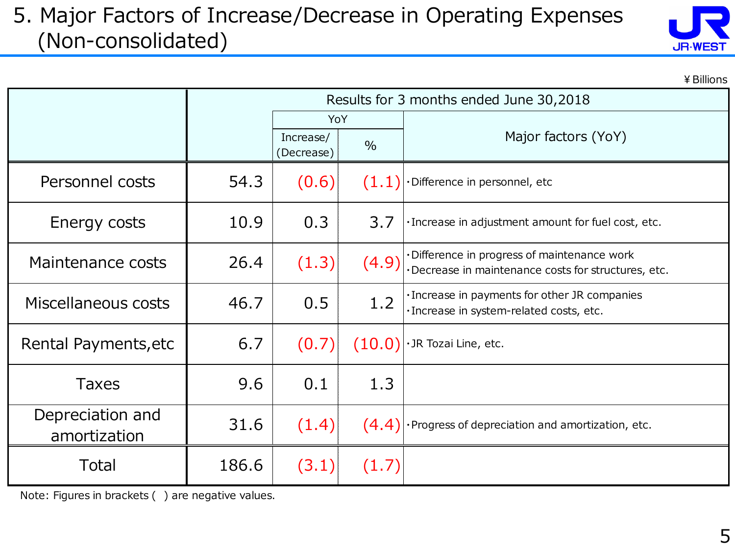# 5. Major Factors of Increase/Decrease in Operating Expenses (Non-consolidated)

¥Billions

| | Results for 3 months ended June 30,2018 | | | |
|---|---|---|---|---|
| | | YoY | | Major factors (YoY) |
| | | Increase/ (Decrease) | % | |
| Personnel costs | 54.3 | (0.6) | (1.1) | ・Difference in personnel, etc |
| Energy costs | 10.9 | 0.3 | 3.7 | ・Increase in adjustment amount for fuel cost, etc. |
| Maintenance costs | 26.4 | (1.3) | (4.9) | ・Difference in progress of maintenance work<br>・Decrease in maintenance costs for structures, etc. |
| Miscellaneous costs | 46.7 | 0.5 | 1.2 | ・Increase in payments for other JR companies<br>・Increase in system-related costs, etc. |
| Rental Payments,etc | 6.7 | (0.7) | (10.0) | ・JR Tozai Line, etc. |
| Taxes | 9.6 | 0.1 | 1.3 | |
| Depreciation and amortization | 31.6 | (1.4) | (4.4) | ・Progress of depreciation and amortization, etc. |
| Total | 186.6 | (3.1) | (1.7) | |

Note: Figures in brackets ( ) are negative values.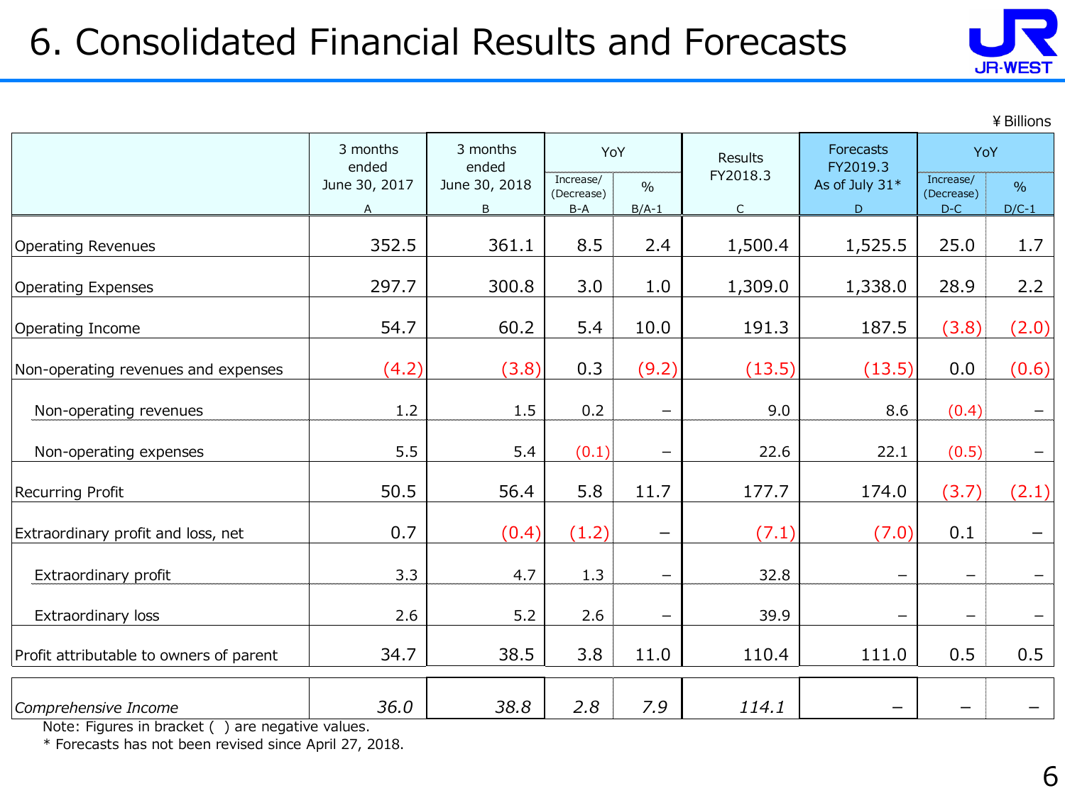# 6. Consolidated Financial Results and Forecasts

¥Billions

| | 3 months ended June 30, 2017 | 3 months ended June 30, 2018 | YoY | | Results FY2018.3 | Forecasts FY2019.3 As of July 31* | YoY | |
|---|---|---|---|---|---|---|---|---|
| | A | B | Increase/ (Decrease) B-A | % B/A-1 | C | D | Increase/ (Decrease) D-C | % D/C-1 |
| Operating Revenues | 352.5 | 361.1 | 8.5 | 2.4 | 1,500.4 | 1,525.5 | 25.0 | 1.7 |
| Operating Expenses | 297.7 | 300.8 | 3.0 | 1.0 | 1,309.0 | 1,338.0 | 28.9 | 2.2 |
| Operating Income | 54.7 | 60.2 | 5.4 | 10.0 | 191.3 | 187.5 | (3.8) | (2.0) |
| Non-operating revenues and expenses | (4.2) | (3.8) | 0.3 | (9.2) | (13.5) | (13.5) | 0.0 | (0.6) |
| Non-operating revenues | 1.2 | 1.5 | 0.2 | – | 9.0 | 8.6 | (0.4) | – |
| Non-operating expenses | 5.5 | 5.4 | (0.1) | – | 22.6 | 22.1 | (0.5) | – |
| Recurring Profit | 50.5 | 56.4 | 5.8 | 11.7 | 177.7 | 174.0 | (3.7) | (2.1) |
| Extraordinary profit and loss, net | 0.7 | (0.4) | (1.2) | – | (7.1) | (7.0) | 0.1 | – |
| Extraordinary profit | 3.3 | 4.7 | 1.3 | – | 32.8 | – | – | – |
| Extraordinary loss | 2.6 | 5.2 | 2.6 | – | 39.9 | – | – | – |
| Profit attributable to owners of parent | 34.7 | 38.5 | 3.8 | 11.0 | 110.4 | 111.0 | 0.5 | 0.5 |
| *Comprehensive Income* | *36.0* | *38.8* | *2.8* | *7.9* | *114.1* | – | – | – |

Note: Figures in bracket ( ) are negative values.

\* Forecasts has not been revised since April 27, 2018.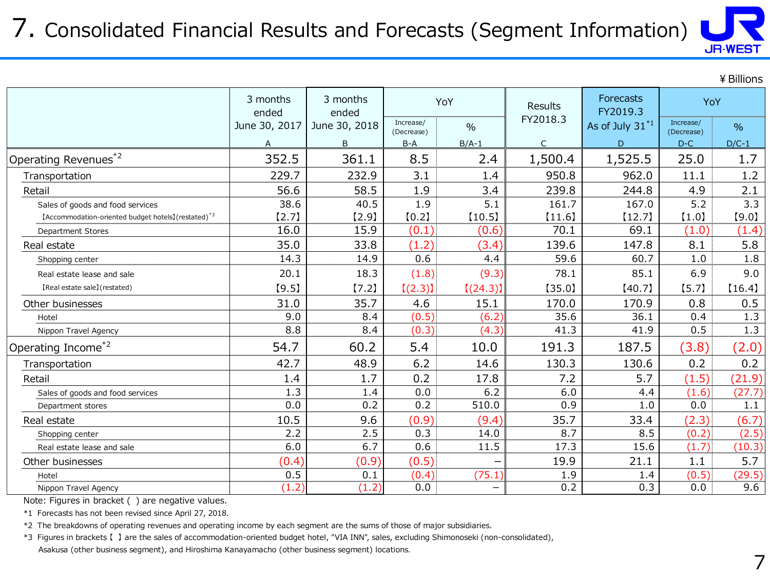# 7. Consolidated Financial Results and Forecasts (Segment Information)

¥ Billions

| | 3 months ended June 30, 2017 | 3 months ended June 30, 2018 | YoY | | Results FY2018.3 | Forecasts FY2019.3 As of July 31[*1] | YoY | |
|---|---|---|---|---|---|---|---|---|
| | | | Increase/ (Decrease) | % | | | Increase/ (Decrease) | % |
| | A | B | B-A | B/A-1 | C | D | D-C | D/C-1 |
| Operating Revenues[*2] | 352.5 | 361.1 | 8.5 | 2.4 | 1,500.4 | 1,525.5 | 25.0 | 1.7 |
| Transportation | 229.7 | 232.9 | 3.1 | 1.4 | 950.8 | 962.0 | 11.1 | 1.2 |
| Retail | 56.6 | 58.5 | 1.9 | 3.4 | 239.8 | 244.8 | 4.9 | 2.1 |
| Sales of goods and food services | 38.6 | 40.5 | 1.9 | 5.1 | 161.7 | 167.0 | 5.2 | 3.3 |
| 【Accommodation-oriented budget hotels】(restated)[*3] | 【2.7】 | 【2.9】 | 【0.2】 | 【10.5】 | 【11.6】 | 【12.7】 | 【1.0】 | 【9.0】 |
| Department Stores | 16.0 | 15.9 | (0.1) | (0.6) | 70.1 | 69.1 | (1.0) | (1.4) |
| Real estate | 35.0 | 33.8 | (1.2) | (3.4) | 139.6 | 147.8 | 8.1 | 5.8 |
| Shopping center | 14.3 | 14.9 | 0.6 | 4.4 | 59.6 | 60.7 | 1.0 | 1.8 |
| Real estate lease and sale | 20.1 | 18.3 | (1.8) | (9.3) | 78.1 | 85.1 | 6.9 | 9.0 |
| 【Real estate sale】(restated) | 【9.5】 | 【7.2】 | 【(2.3)】 | 【(24.3)】 | 【35.0】 | 【40.7】 | 【5.7】 | 【16.4】 |
| Other businesses | 31.0 | 35.7 | 4.6 | 15.1 | 170.0 | 170.9 | 0.8 | 0.5 |
| Hotel | 9.0 | 8.4 | (0.5) | (6.2) | 35.6 | 36.1 | 0.4 | 1.3 |
| Nippon Travel Agency | 8.8 | 8.4 | (0.3) | (4.3) | 41.3 | 41.9 | 0.5 | 1.3 |
| Operating Income[*2] | 54.7 | 60.2 | 5.4 | 10.0 | 191.3 | 187.5 | (3.8) | (2.0) |
| Transportation | 42.7 | 48.9 | 6.2 | 14.6 | 130.3 | 130.6 | 0.2 | 0.2 |
| Retail | 1.4 | 1.7 | 0.2 | 17.8 | 7.2 | 5.7 | (1.5) | (21.9) |
| Sales of goods and food services | 1.3 | 1.4 | 0.0 | 6.2 | 6.0 | 4.4 | (1.6) | (27.7) |
| Department stores | 0.0 | 0.2 | 0.2 | 510.0 | 0.9 | 1.0 | 0.0 | 1.1 |
| Real estate | 10.5 | 9.6 | (0.9) | (9.4) | 35.7 | 33.4 | (2.3) | (6.7) |
| Shopping center | 2.2 | 2.5 | 0.3 | 14.0 | 8.7 | 8.5 | (0.2) | (2.5) |
| Real estate lease and sale | 6.0 | 6.7 | 0.6 | 11.5 | 17.3 | 15.6 | (1.7) | (10.3) |
| Other businesses | (0.4) | (0.9) | (0.5) | – | 19.9 | 21.1 | 1.1 | 5.7 |
| Hotel | 0.5 | 0.1 | (0.4) | (75.1) | 1.9 | 1.4 | (0.5) | (29.5) |
| Nippon Travel Agency | (1.2) | (1.2) | 0.0 | – | 0.2 | 0.3 | 0.0 | 9.6 |

Note: Figures in bracket ( ) are negative values.

*1 Forecasts has not been revised since April 27, 2018.

*2 The breakdowns of operating revenues and operating income by each segment are the sums of those of major subsidiaries.

*3 Figures in brackets【 】are the sales of accommodation-oriented budget hotel, "VIA INN", sales, excluding Shimonoseki (non-consolidated), Asakusa (other business segment), and Hiroshima Kanayamacho (other business segment) locations.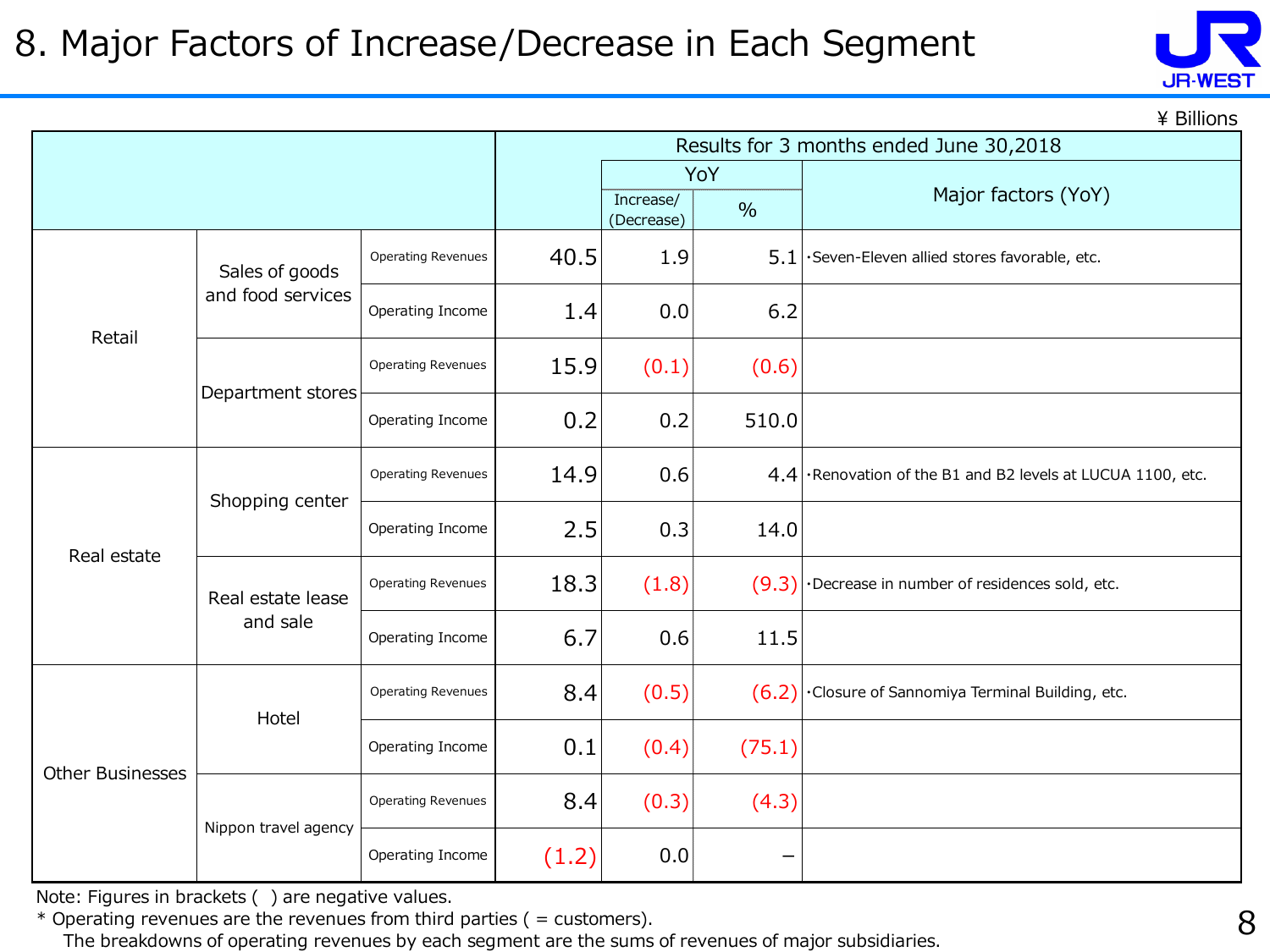# 8. Major Factors of Increase/Decrease in Each Segment

¥ Billions

| | | | Results for 3 months ended June 30,2018 | | | |
|---|---|---|---|---|---|---|
| | | | | YoY | | Major factors (YoY) |
| | | | | Increase/ (Decrease) | % | |
| Retail | Sales of goods and food services | Operating Revenues | 40.5 | 1.9 | 5.1 | ・Seven-Eleven allied stores favorable, etc. |
| | | Operating Income | 1.4 | 0.0 | 6.2 | |
| | Department stores | Operating Revenues | 15.9 | (0.1) | (0.6) | |
| | | Operating Income | 0.2 | 0.2 | 510.0 | |
| Real estate | Shopping center | Operating Revenues | 14.9 | 0.6 | 4.4 | ・Renovation of the B1 and B2 levels at LUCUA 1100, etc. |
| | | Operating Income | 2.5 | 0.3 | 14.0 | |
| | Real estate lease and sale | Operating Revenues | 18.3 | (1.8) | (9.3) | ・Decrease in number of residences sold, etc. |
| | | Operating Income | 6.7 | 0.6 | 11.5 | |
| Other Businesses | Hotel | Operating Revenues | 8.4 | (0.5) | (6.2) | ・Closure of Sannomiya Terminal Building, etc. |
| | | Operating Income | 0.1 | (0.4) | (75.1) | |
| | Nippon travel agency | Operating Revenues | 8.4 | (0.3) | (4.3) | |
| | | Operating Income | (1.2) | 0.0 | − | |

Note: Figures in brackets ( ) are negative values.
* Operating revenues are the revenues from third parties ( = customers).
  The breakdowns of operating revenues by each segment are the sums of revenues of major subsidiaries.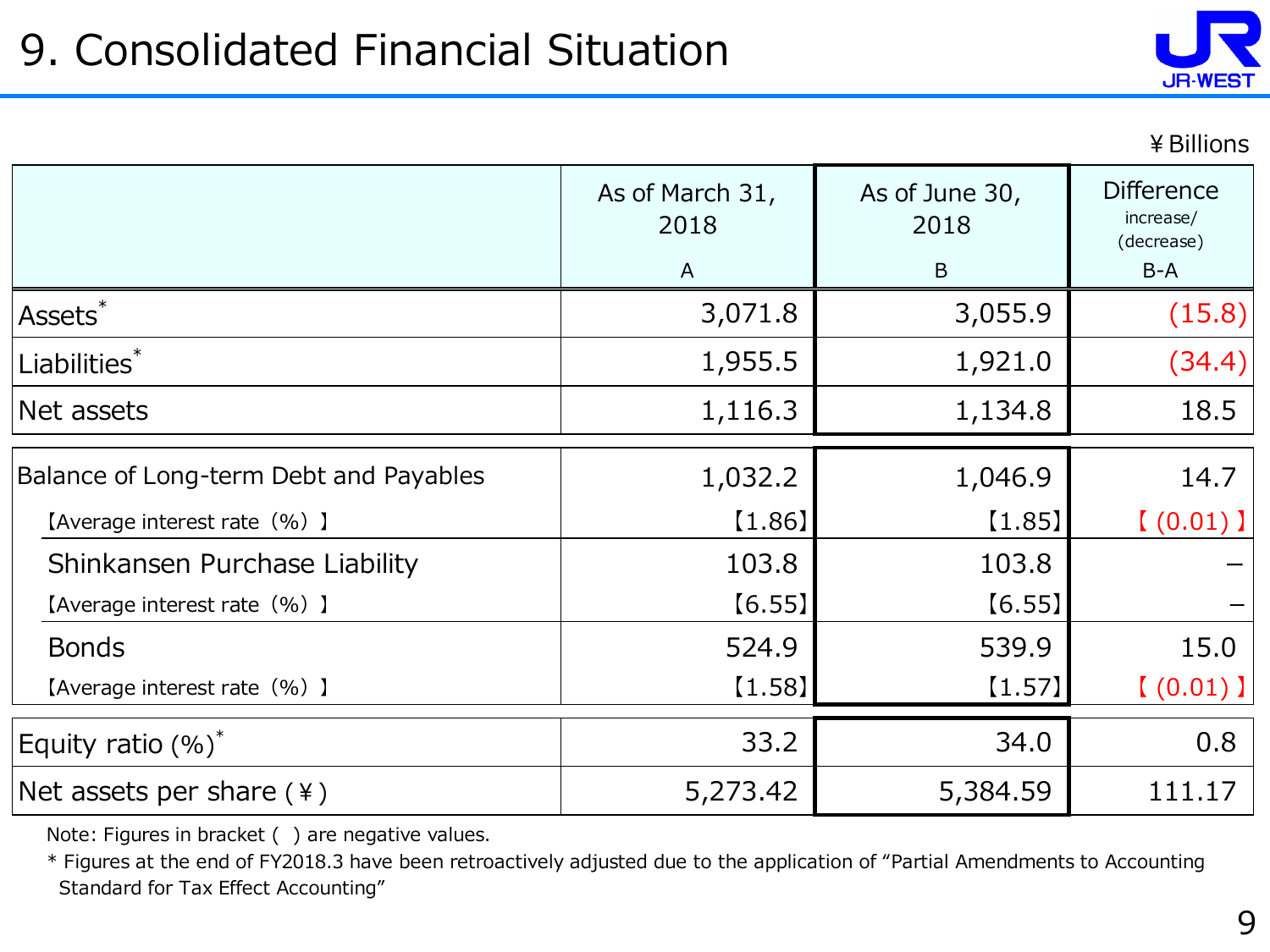# 9. Consolidated Financial Situation

¥Billions

| | As of March 31, 2018<br>A | As of June 30, 2018<br>B | Difference increase/(decrease)<br>B-A |
|---|---|---|---|
| Assets* | 3,071.8 | 3,055.9 | (15.8) |
| Liabilities* | 1,955.5 | 1,921.0 | (34.4) |
| Net assets | 1,116.3 | 1,134.8 | 18.5 |
| Balance of Long-term Debt and Payables | 1,032.2 | 1,046.9 | 14.7 |
| 【Average interest rate（%）】 | 【1.86】 | 【1.85】 | 【(0.01)】 |
| Shinkansen Purchase Liability | 103.8 | 103.8 | – |
| 【Average interest rate（%）】 | 【6.55】 | 【6.55】 | – |
| Bonds | 524.9 | 539.9 | 15.0 |
| 【Average interest rate（%）】 | 【1.58】 | 【1.57】 | 【(0.01)】 |
| Equity ratio (%)* | 33.2 | 34.0 | 0.8 |
| Net assets per share (¥) | 5,273.42 | 5,384.59 | 111.17 |

Note: Figures in bracket ( ) are negative values.

* Figures at the end of FY2018.3 have been retroactively adjusted due to the application of "Partial Amendments to Accounting Standard for Tax Effect Accounting"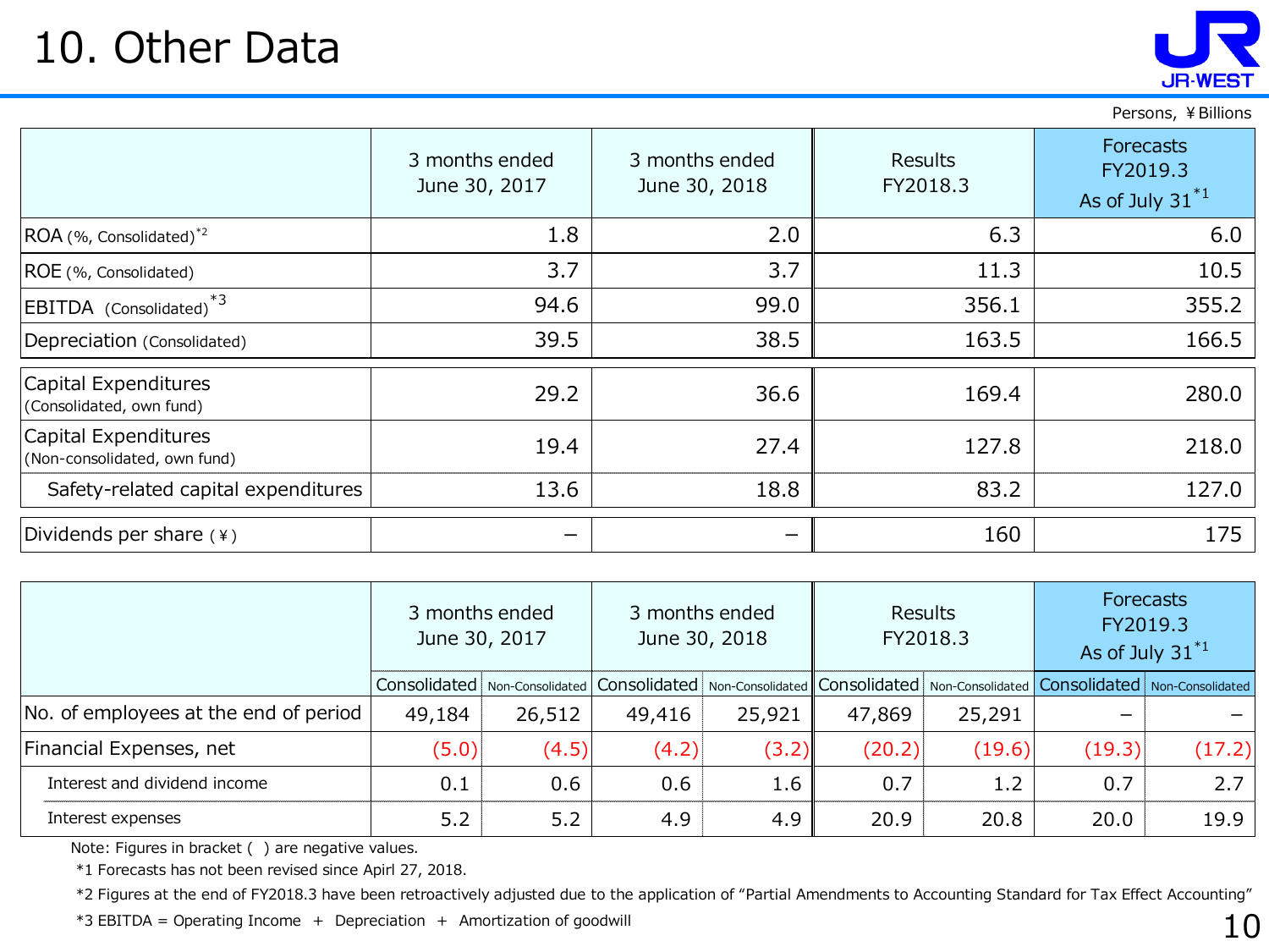# 10. Other Data

Persons, ¥Billions

| | 3 months ended June 30, 2017 | 3 months ended June 30, 2018 | Results FY2018.3 | Forecasts FY2019.3 As of July 31 *1 |
|---|---|---|---|---|
| ROA (%, Consolidated) *2 | 1.8 | 2.0 | 6.3 | 6.0 |
| ROE (%, Consolidated) | 3.7 | 3.7 | 11.3 | 10.5 |
| EBITDA (Consolidated) *3 | 94.6 | 99.0 | 356.1 | 355.2 |
| Depreciation (Consolidated) | 39.5 | 38.5 | 163.5 | 166.5 |
| Capital Expenditures (Consolidated, own fund) | 29.2 | 36.6 | 169.4 | 280.0 |
| Capital Expenditures (Non-consolidated, own fund) | 19.4 | 27.4 | 127.8 | 218.0 |
| Safety-related capital expenditures | 13.6 | 18.8 | 83.2 | 127.0 |
| Dividends per share (¥) | – | – | 160 | 175 |

| | 3 months ended June 30, 2017 | | 3 months ended June 30, 2018 | | Results FY2018.3 | | Forecasts FY2019.3 As of July 31 *1 | |
|---|---|---|---|---|---|---|---|---|
| | Consolidated | Non-Consolidated | Consolidated | Non-Consolidated | Consolidated | Non-Consolidated | Consolidated | Non-Consolidated |
| No. of employees at the end of period | 49,184 | 26,512 | 49,416 | 25,921 | 47,869 | 25,291 | – | – |
| Financial Expenses, net | (5.0) | (4.5) | (4.2) | (3.2) | (20.2) | (19.6) | (19.3) | (17.2) |
| Interest and dividend income | 0.1 | 0.6 | 0.6 | 1.6 | 0.7 | 1.2 | 0.7 | 2.7 |
| Interest expenses | 5.2 | 5.2 | 4.9 | 4.9 | 20.9 | 20.8 | 20.0 | 19.9 |

Note: Figures in bracket ( ) are negative values.

*1 Forecasts has not been revised since Apirl 27, 2018.

*2 Figures at the end of FY2018.3 have been retroactively adjusted due to the application of "Partial Amendments to Accounting Standard for Tax Effect Accounting"

*3 EBITDA = Operating Income + Depreciation + Amortization of goodwill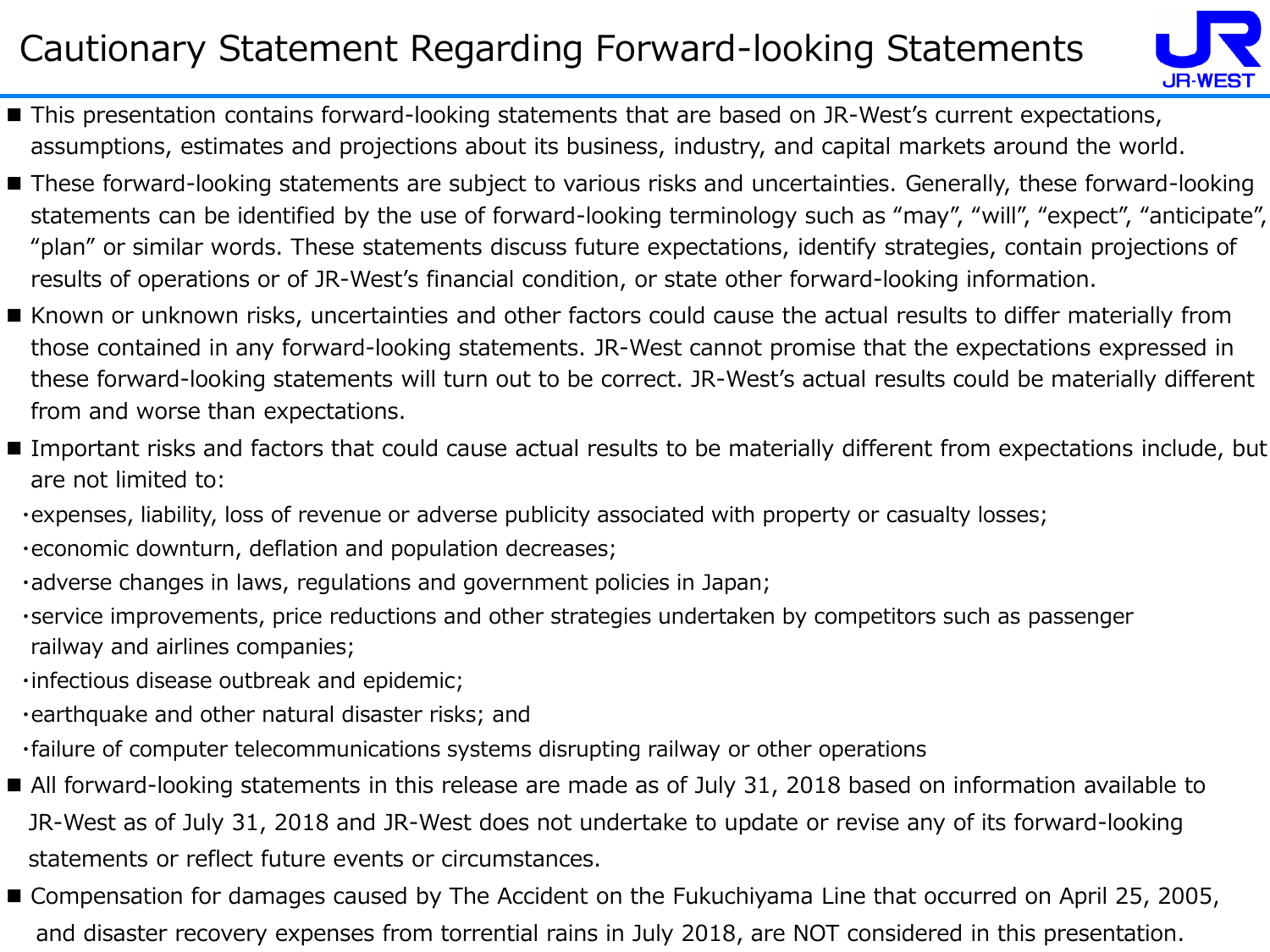# Cautionary Statement Regarding Forward-looking Statements

- This presentation contains forward-looking statements that are based on JR-West's current expectations, assumptions, estimates and projections about its business, industry, and capital markets around the world.
- These forward-looking statements are subject to various risks and uncertainties. Generally, these forward-looking statements can be identified by the use of forward-looking terminology such as "may", "will", "expect", "anticipate", "plan" or similar words. These statements discuss future expectations, identify strategies, contain projections of results of operations or of JR-West's financial condition, or state other forward-looking information.
- Known or unknown risks, uncertainties and other factors could cause the actual results to differ materially from those contained in any forward-looking statements. JR-West cannot promise that the expectations expressed in these forward-looking statements will turn out to be correct. JR-West's actual results could be materially different from and worse than expectations.
- Important risks and factors that could cause actual results to be materially different from expectations include, but are not limited to:
  - expenses, liability, loss of revenue or adverse publicity associated with property or casualty losses;
  - economic downturn, deflation and population decreases;
  - adverse changes in laws, regulations and government policies in Japan;
  - service improvements, price reductions and other strategies undertaken by competitors such as passenger railway and airlines companies;
  - infectious disease outbreak and epidemic;
  - earthquake and other natural disaster risks; and
  - failure of computer telecommunications systems disrupting railway or other operations
- All forward-looking statements in this release are made as of July 31, 2018 based on information available to JR-West as of July 31, 2018 and JR-West does not undertake to update or revise any of its forward-looking statements or reflect future events or circumstances.
- Compensation for damages caused by The Accident on the Fukuchiyama Line that occurred on April 25, 2005, and disaster recovery expenses from torrential rains in July 2018, are NOT considered in this presentation.